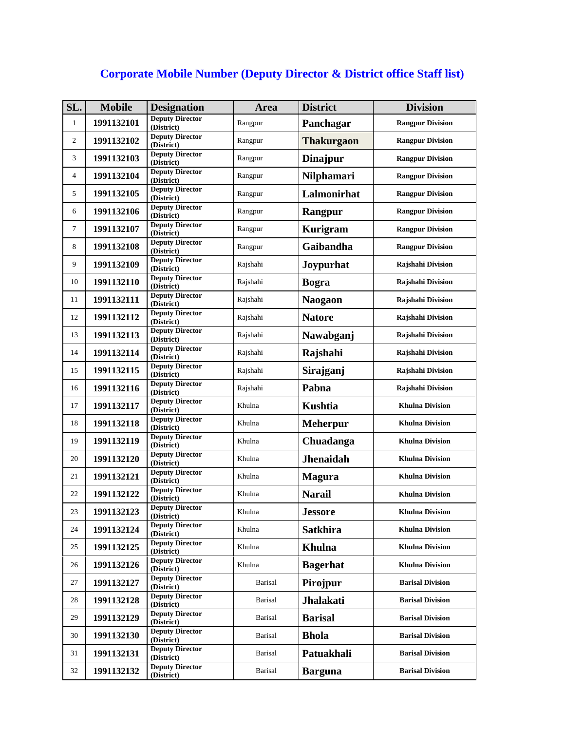# Corporate Mobile Number (Deputy Director & District office Staff list)

| SL. | Mobile | Designation | Area | District | Division |
|---|---|---|---|---|---|
| 1 | 1991132101 | Deputy Director (District) | Rangpur | Panchagar | Rangpur Division |
| 2 | 1991132102 | Deputy Director (District) | Rangpur | Thakurgaon | Rangpur Division |
| 3 | 1991132103 | Deputy Director (District) | Rangpur | Dinajpur | Rangpur Division |
| 4 | 1991132104 | Deputy Director (District) | Rangpur | Nilphamari | Rangpur Division |
| 5 | 1991132105 | Deputy Director (District) | Rangpur | Lalmonirhat | Rangpur Division |
| 6 | 1991132106 | Deputy Director (District) | Rangpur | Rangpur | Rangpur Division |
| 7 | 1991132107 | Deputy Director (District) | Rangpur | Kurigram | Rangpur Division |
| 8 | 1991132108 | Deputy Director (District) | Rangpur | Gaibandha | Rangpur Division |
| 9 | 1991132109 | Deputy Director (District) | Rajshahi | Joypurhat | Rajshahi Division |
| 10 | 1991132110 | Deputy Director (District) | Rajshahi | Bogra | Rajshahi Division |
| 11 | 1991132111 | Deputy Director (District) | Rajshahi | Naogaon | Rajshahi Division |
| 12 | 1991132112 | Deputy Director (District) | Rajshahi | Natore | Rajshahi Division |
| 13 | 1991132113 | Deputy Director (District) | Rajshahi | Nawabganj | Rajshahi Division |
| 14 | 1991132114 | Deputy Director (District) | Rajshahi | Rajshahi | Rajshahi Division |
| 15 | 1991132115 | Deputy Director (District) | Rajshahi | Sirajganj | Rajshahi Division |
| 16 | 1991132116 | Deputy Director (District) | Rajshahi | Pabna | Rajshahi Division |
| 17 | 1991132117 | Deputy Director (District) | Khulna | Kushtia | Khulna Division |
| 18 | 1991132118 | Deputy Director (District) | Khulna | Meherpur | Khulna Division |
| 19 | 1991132119 | Deputy Director (District) | Khulna | Chuadanga | Khulna Division |
| 20 | 1991132120 | Deputy Director (District) | Khulna | Jhenaidah | Khulna Division |
| 21 | 1991132121 | Deputy Director (District) | Khulna | Magura | Khulna Division |
| 22 | 1991132122 | Deputy Director (District) | Khulna | Narail | Khulna Division |
| 23 | 1991132123 | Deputy Director (District) | Khulna | Jessore | Khulna Division |
| 24 | 1991132124 | Deputy Director (District) | Khulna | Satkhira | Khulna Division |
| 25 | 1991132125 | Deputy Director (District) | Khulna | Khulna | Khulna Division |
| 26 | 1991132126 | Deputy Director (District) | Khulna | Bagerhat | Khulna Division |
| 27 | 1991132127 | Deputy Director (District) | Barisal | Pirojpur | Barisal Division |
| 28 | 1991132128 | Deputy Director (District) | Barisal | Jhalakati | Barisal Division |
| 29 | 1991132129 | Deputy Director (District) | Barisal | Barisal | Barisal Division |
| 30 | 1991132130 | Deputy Director (District) | Barisal | Bhola | Barisal Division |
| 31 | 1991132131 | Deputy Director (District) | Barisal | Patuakhali | Barisal Division |
| 32 | 1991132132 | Deputy Director (District) | Barisal | Barguna | Barisal Division |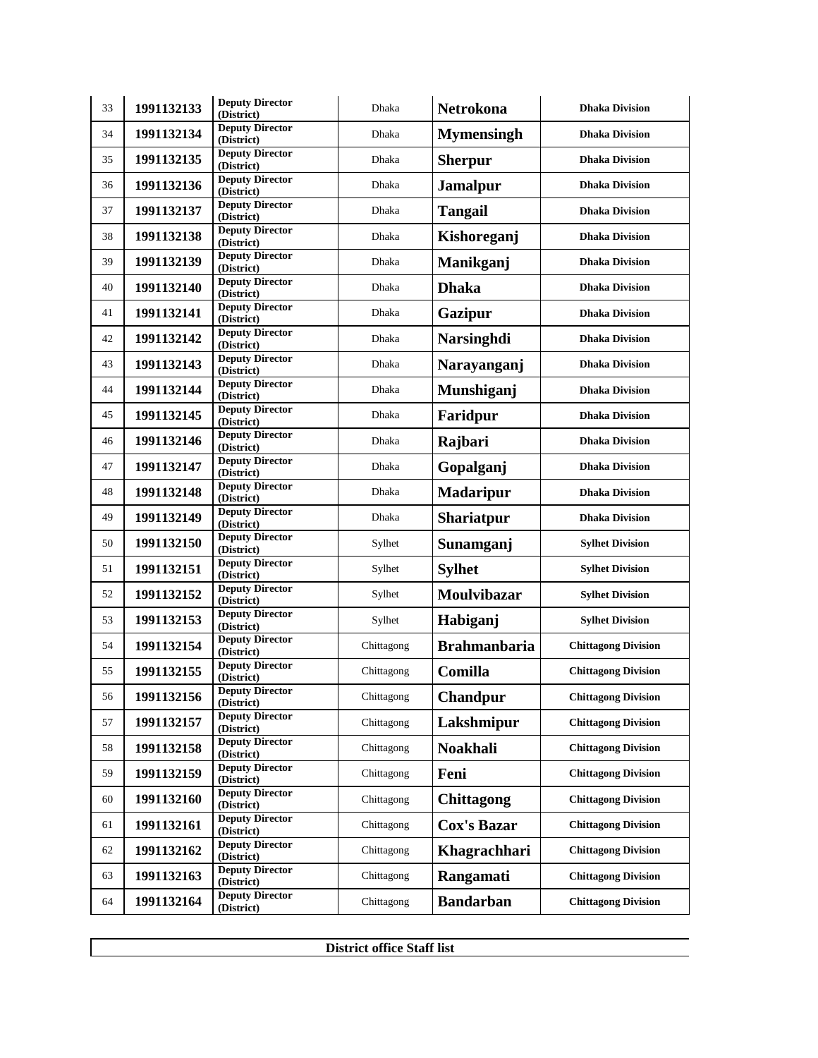| | | | | | |
|---|---|---|---|---|---|
| 33 | **1991132133** | **Deputy Director (District)** | Dhaka | **Netrokona** | **Dhaka Division** |
| 34 | **1991132134** | **Deputy Director (District)** | Dhaka | **Mymensingh** | **Dhaka Division** |
| 35 | **1991132135** | **Deputy Director (District)** | Dhaka | **Sherpur** | **Dhaka Division** |
| 36 | **1991132136** | **Deputy Director (District)** | Dhaka | **Jamalpur** | **Dhaka Division** |
| 37 | **1991132137** | **Deputy Director (District)** | Dhaka | **Tangail** | **Dhaka Division** |
| 38 | **1991132138** | **Deputy Director (District)** | Dhaka | **Kishoreganj** | **Dhaka Division** |
| 39 | **1991132139** | **Deputy Director (District)** | Dhaka | **Manikganj** | **Dhaka Division** |
| 40 | **1991132140** | **Deputy Director (District)** | Dhaka | **Dhaka** | **Dhaka Division** |
| 41 | **1991132141** | **Deputy Director (District)** | Dhaka | **Gazipur** | **Dhaka Division** |
| 42 | **1991132142** | **Deputy Director (District)** | Dhaka | **Narsinghdi** | **Dhaka Division** |
| 43 | **1991132143** | **Deputy Director (District)** | Dhaka | **Narayanganj** | **Dhaka Division** |
| 44 | **1991132144** | **Deputy Director (District)** | Dhaka | **Munshiganj** | **Dhaka Division** |
| 45 | **1991132145** | **Deputy Director (District)** | Dhaka | **Faridpur** | **Dhaka Division** |
| 46 | **1991132146** | **Deputy Director (District)** | Dhaka | **Rajbari** | **Dhaka Division** |
| 47 | **1991132147** | **Deputy Director (District)** | Dhaka | **Gopalganj** | **Dhaka Division** |
| 48 | **1991132148** | **Deputy Director (District)** | Dhaka | **Madaripur** | **Dhaka Division** |
| 49 | **1991132149** | **Deputy Director (District)** | Dhaka | **Shariatpur** | **Dhaka Division** |
| 50 | **1991132150** | **Deputy Director (District)** | Sylhet | **Sunamganj** | **Sylhet Division** |
| 51 | **1991132151** | **Deputy Director (District)** | Sylhet | **Sylhet** | **Sylhet Division** |
| 52 | **1991132152** | **Deputy Director (District)** | Sylhet | **Moulvibazar** | **Sylhet Division** |
| 53 | **1991132153** | **Deputy Director (District)** | Sylhet | **Habiganj** | **Sylhet Division** |
| 54 | **1991132154** | **Deputy Director (District)** | Chittagong | **Brahmanbaria** | **Chittagong Division** |
| 55 | **1991132155** | **Deputy Director (District)** | Chittagong | **Comilla** | **Chittagong Division** |
| 56 | **1991132156** | **Deputy Director (District)** | Chittagong | **Chandpur** | **Chittagong Division** |
| 57 | **1991132157** | **Deputy Director (District)** | Chittagong | **Lakshmipur** | **Chittagong Division** |
| 58 | **1991132158** | **Deputy Director (District)** | Chittagong | **Noakhali** | **Chittagong Division** |
| 59 | **1991132159** | **Deputy Director (District)** | Chittagong | **Feni** | **Chittagong Division** |
| 60 | **1991132160** | **Deputy Director (District)** | Chittagong | **Chittagong** | **Chittagong Division** |
| 61 | **1991132161** | **Deputy Director (District)** | Chittagong | **Cox's Bazar** | **Chittagong Division** |
| 62 | **1991132162** | **Deputy Director (District)** | Chittagong | **Khagrachhari** | **Chittagong Division** |
| 63 | **1991132163** | **Deputy Director (District)** | Chittagong | **Rangamati** | **Chittagong Division** |
| 64 | **1991132164** | **Deputy Director (District)** | Chittagong | **Bandarban** | **Chittagong Division** |

**District office Staff list**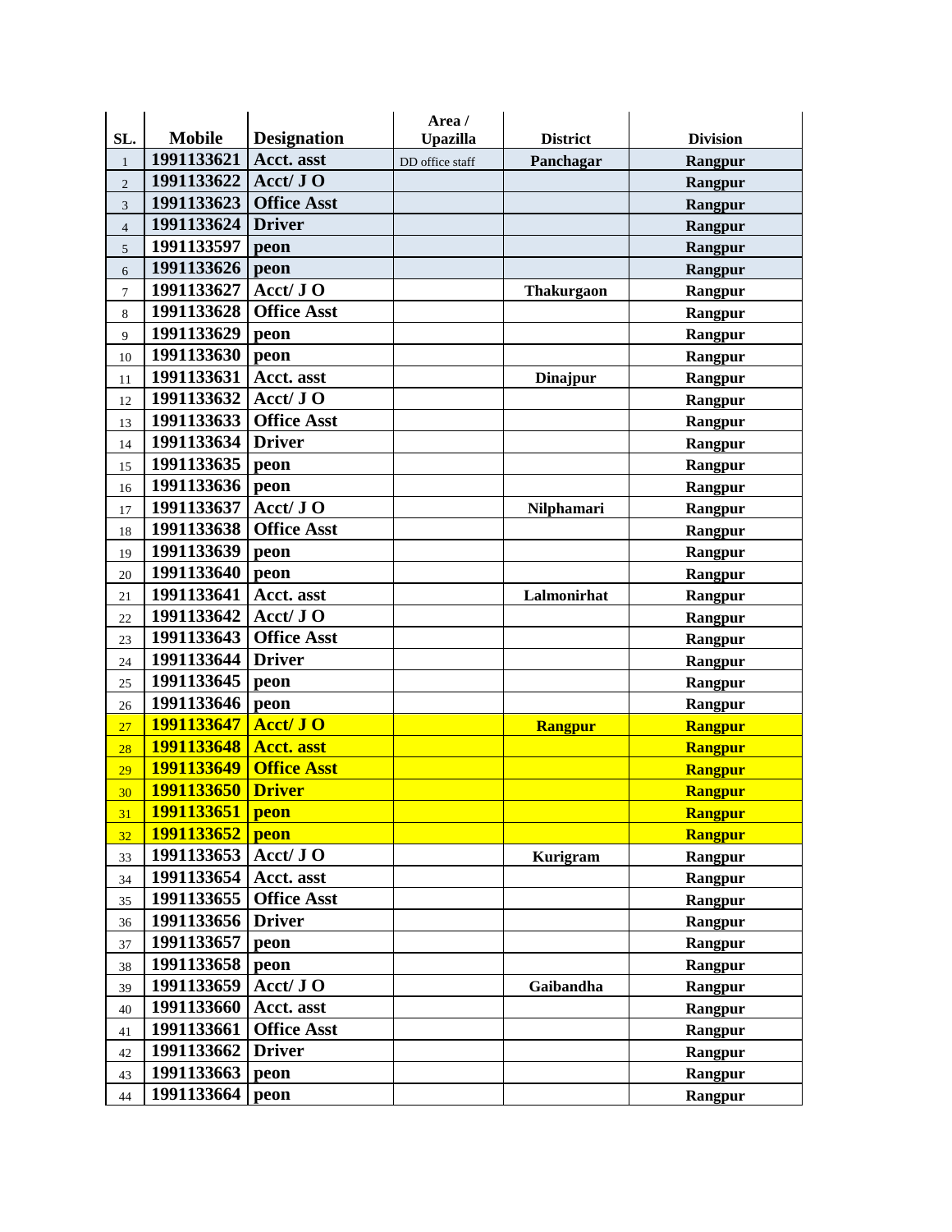| SL. | Mobile | Designation | Area / Upazilla | District | Division |
|---|---|---|---|---|---|
| 1 | 1991133621 | Acct. asst | DD office staff | Panchagar | Rangpur |
| 2 | 1991133622 | Acct/ J O | | | Rangpur |
| 3 | 1991133623 | Office Asst | | | Rangpur |
| 4 | 1991133624 | Driver | | | Rangpur |
| 5 | 1991133597 | peon | | | Rangpur |
| 6 | 1991133626 | peon | | | Rangpur |
| 7 | 1991133627 | Acct/ J O | | Thakurgaon | Rangpur |
| 8 | 1991133628 | Office Asst | | | Rangpur |
| 9 | 1991133629 | peon | | | Rangpur |
| 10 | 1991133630 | peon | | | Rangpur |
| 11 | 1991133631 | Acct. asst | | Dinajpur | Rangpur |
| 12 | 1991133632 | Acct/ J O | | | Rangpur |
| 13 | 1991133633 | Office Asst | | | Rangpur |
| 14 | 1991133634 | Driver | | | Rangpur |
| 15 | 1991133635 | peon | | | Rangpur |
| 16 | 1991133636 | peon | | | Rangpur |
| 17 | 1991133637 | Acct/ J O | | Nilphamari | Rangpur |
| 18 | 1991133638 | Office Asst | | | Rangpur |
| 19 | 1991133639 | peon | | | Rangpur |
| 20 | 1991133640 | peon | | | Rangpur |
| 21 | 1991133641 | Acct. asst | | Lalmonirhat | Rangpur |
| 22 | 1991133642 | Acct/ J O | | | Rangpur |
| 23 | 1991133643 | Office Asst | | | Rangpur |
| 24 | 1991133644 | Driver | | | Rangpur |
| 25 | 1991133645 | peon | | | Rangpur |
| 26 | 1991133646 | peon | | | Rangpur |
| 27 | 1991133647 | Acct/ J O | | Rangpur | Rangpur |
| 28 | 1991133648 | Acct. asst | | | Rangpur |
| 29 | 1991133649 | Office Asst | | | Rangpur |
| 30 | 1991133650 | Driver | | | Rangpur |
| 31 | 1991133651 | peon | | | Rangpur |
| 32 | 1991133652 | peon | | | Rangpur |
| 33 | 1991133653 | Acct/ J O | | Kurigram | Rangpur |
| 34 | 1991133654 | Acct. asst | | | Rangpur |
| 35 | 1991133655 | Office Asst | | | Rangpur |
| 36 | 1991133656 | Driver | | | Rangpur |
| 37 | 1991133657 | peon | | | Rangpur |
| 38 | 1991133658 | peon | | | Rangpur |
| 39 | 1991133659 | Acct/ J O | | Gaibandha | Rangpur |
| 40 | 1991133660 | Acct. asst | | | Rangpur |
| 41 | 1991133661 | Office Asst | | | Rangpur |
| 42 | 1991133662 | Driver | | | Rangpur |
| 43 | 1991133663 | peon | | | Rangpur |
| 44 | 1991133664 | peon | | | Rangpur |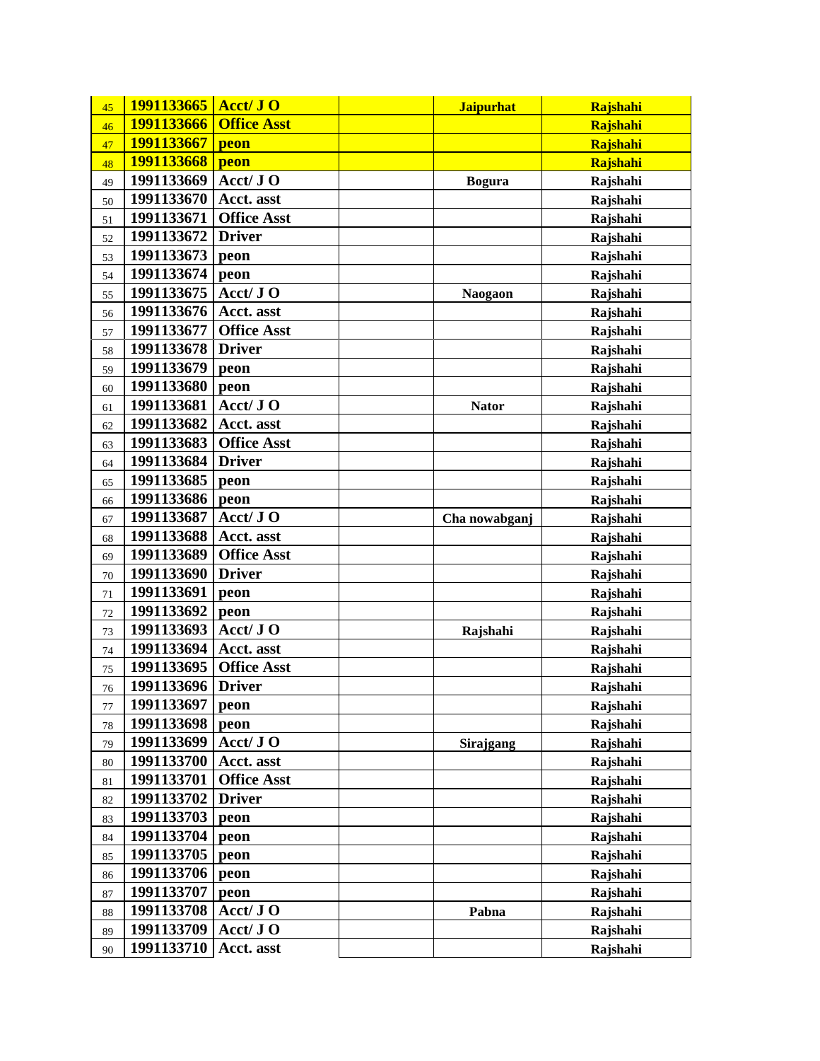| 45 | 1991133665 | Acct/ J O | | Jaipurhat | Rajshahi |
|---|---|---|---|---|---|
| 46 | 1991133666 | Office Asst | | | Rajshahi |
| 47 | 1991133667 | peon | | | Rajshahi |
| 48 | 1991133668 | peon | | | Rajshahi |
| 49 | 1991133669 | Acct/ J O | | Bogura | Rajshahi |
| 50 | 1991133670 | Acct. asst | | | Rajshahi |
| 51 | 1991133671 | Office Asst | | | Rajshahi |
| 52 | 1991133672 | Driver | | | Rajshahi |
| 53 | 1991133673 | peon | | | Rajshahi |
| 54 | 1991133674 | peon | | | Rajshahi |
| 55 | 1991133675 | Acct/ J O | | Naogaon | Rajshahi |
| 56 | 1991133676 | Acct. asst | | | Rajshahi |
| 57 | 1991133677 | Office Asst | | | Rajshahi |
| 58 | 1991133678 | Driver | | | Rajshahi |
| 59 | 1991133679 | peon | | | Rajshahi |
| 60 | 1991133680 | peon | | | Rajshahi |
| 61 | 1991133681 | Acct/ J O | | Nator | Rajshahi |
| 62 | 1991133682 | Acct. asst | | | Rajshahi |
| 63 | 1991133683 | Office Asst | | | Rajshahi |
| 64 | 1991133684 | Driver | | | Rajshahi |
| 65 | 1991133685 | peon | | | Rajshahi |
| 66 | 1991133686 | peon | | | Rajshahi |
| 67 | 1991133687 | Acct/ J O | | Cha nowabganj | Rajshahi |
| 68 | 1991133688 | Acct. asst | | | Rajshahi |
| 69 | 1991133689 | Office Asst | | | Rajshahi |
| 70 | 1991133690 | Driver | | | Rajshahi |
| 71 | 1991133691 | peon | | | Rajshahi |
| 72 | 1991133692 | peon | | | Rajshahi |
| 73 | 1991133693 | Acct/ J O | | Rajshahi | Rajshahi |
| 74 | 1991133694 | Acct. asst | | | Rajshahi |
| 75 | 1991133695 | Office Asst | | | Rajshahi |
| 76 | 1991133696 | Driver | | | Rajshahi |
| 77 | 1991133697 | peon | | | Rajshahi |
| 78 | 1991133698 | peon | | | Rajshahi |
| 79 | 1991133699 | Acct/ J O | | Sirajgang | Rajshahi |
| 80 | 1991133700 | Acct. asst | | | Rajshahi |
| 81 | 1991133701 | Office Asst | | | Rajshahi |
| 82 | 1991133702 | Driver | | | Rajshahi |
| 83 | 1991133703 | peon | | | Rajshahi |
| 84 | 1991133704 | peon | | | Rajshahi |
| 85 | 1991133705 | peon | | | Rajshahi |
| 86 | 1991133706 | peon | | | Rajshahi |
| 87 | 1991133707 | peon | | | Rajshahi |
| 88 | 1991133708 | Acct/ J O | | Pabna | Rajshahi |
| 89 | 1991133709 | Acct/ J O | | | Rajshahi |
| 90 | 1991133710 | Acct. asst | | | Rajshahi |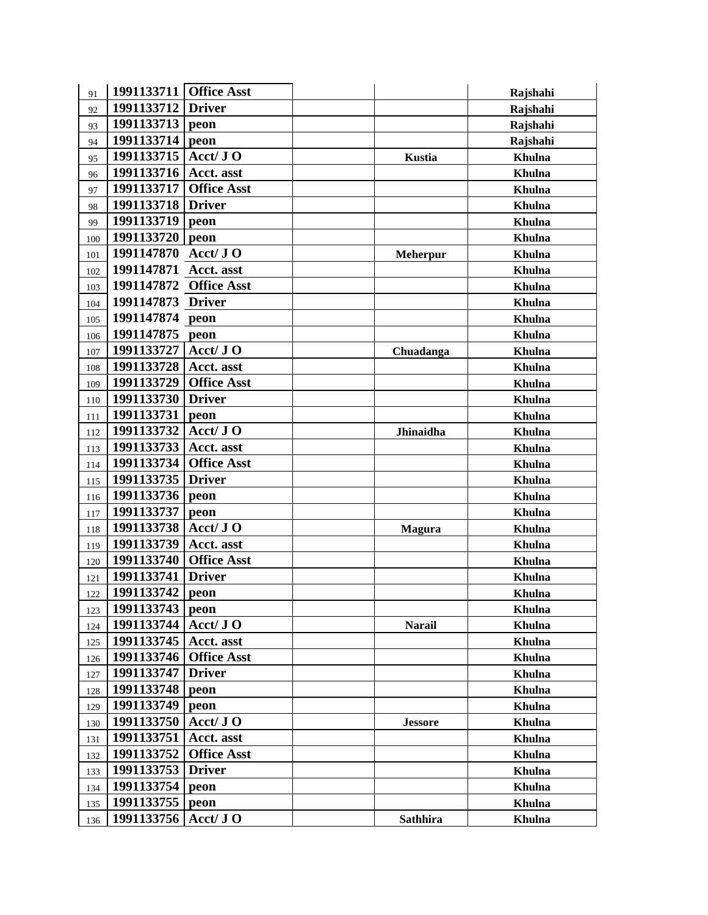| | | | | | |
|---|---|---|---|---|---|
| 91 | 1991133711 | Office Asst | | | Rajshahi |
| 92 | 1991133712 | Driver | | | Rajshahi |
| 93 | 1991133713 | peon | | | Rajshahi |
| 94 | 1991133714 | peon | | | Rajshahi |
| 95 | 1991133715 | Acct/ J O | | Kustia | Khulna |
| 96 | 1991133716 | Acct. asst | | | Khulna |
| 97 | 1991133717 | Office Asst | | | Khulna |
| 98 | 1991133718 | Driver | | | Khulna |
| 99 | 1991133719 | peon | | | Khulna |
| 100 | 1991133720 | peon | | | Khulna |
| 101 | 1991147870 | Acct/ J O | | Meherpur | Khulna |
| 102 | 1991147871 | Acct. asst | | | Khulna |
| 103 | 1991147872 | Office Asst | | | Khulna |
| 104 | 1991147873 | Driver | | | Khulna |
| 105 | 1991147874 | peon | | | Khulna |
| 106 | 1991147875 | peon | | | Khulna |
| 107 | 1991133727 | Acct/ J O | | Chuadanga | Khulna |
| 108 | 1991133728 | Acct. asst | | | Khulna |
| 109 | 1991133729 | Office Asst | | | Khulna |
| 110 | 1991133730 | Driver | | | Khulna |
| 111 | 1991133731 | peon | | | Khulna |
| 112 | 1991133732 | Acct/ J O | | Jhinaidha | Khulna |
| 113 | 1991133733 | Acct. asst | | | Khulna |
| 114 | 1991133734 | Office Asst | | | Khulna |
| 115 | 1991133735 | Driver | | | Khulna |
| 116 | 1991133736 | peon | | | Khulna |
| 117 | 1991133737 | peon | | | Khulna |
| 118 | 1991133738 | Acct/ J O | | Magura | Khulna |
| 119 | 1991133739 | Acct. asst | | | Khulna |
| 120 | 1991133740 | Office Asst | | | Khulna |
| 121 | 1991133741 | Driver | | | Khulna |
| 122 | 1991133742 | peon | | | Khulna |
| 123 | 1991133743 | peon | | | Khulna |
| 124 | 1991133744 | Acct/ J O | | Narail | Khulna |
| 125 | 1991133745 | Acct. asst | | | Khulna |
| 126 | 1991133746 | Office Asst | | | Khulna |
| 127 | 1991133747 | Driver | | | Khulna |
| 128 | 1991133748 | peon | | | Khulna |
| 129 | 1991133749 | peon | | | Khulna |
| 130 | 1991133750 | Acct/ J O | | Jessore | Khulna |
| 131 | 1991133751 | Acct. asst | | | Khulna |
| 132 | 1991133752 | Office Asst | | | Khulna |
| 133 | 1991133753 | Driver | | | Khulna |
| 134 | 1991133754 | peon | | | Khulna |
| 135 | 1991133755 | peon | | | Khulna |
| 136 | 1991133756 | Acct/ J O | | Sathhira | Khulna |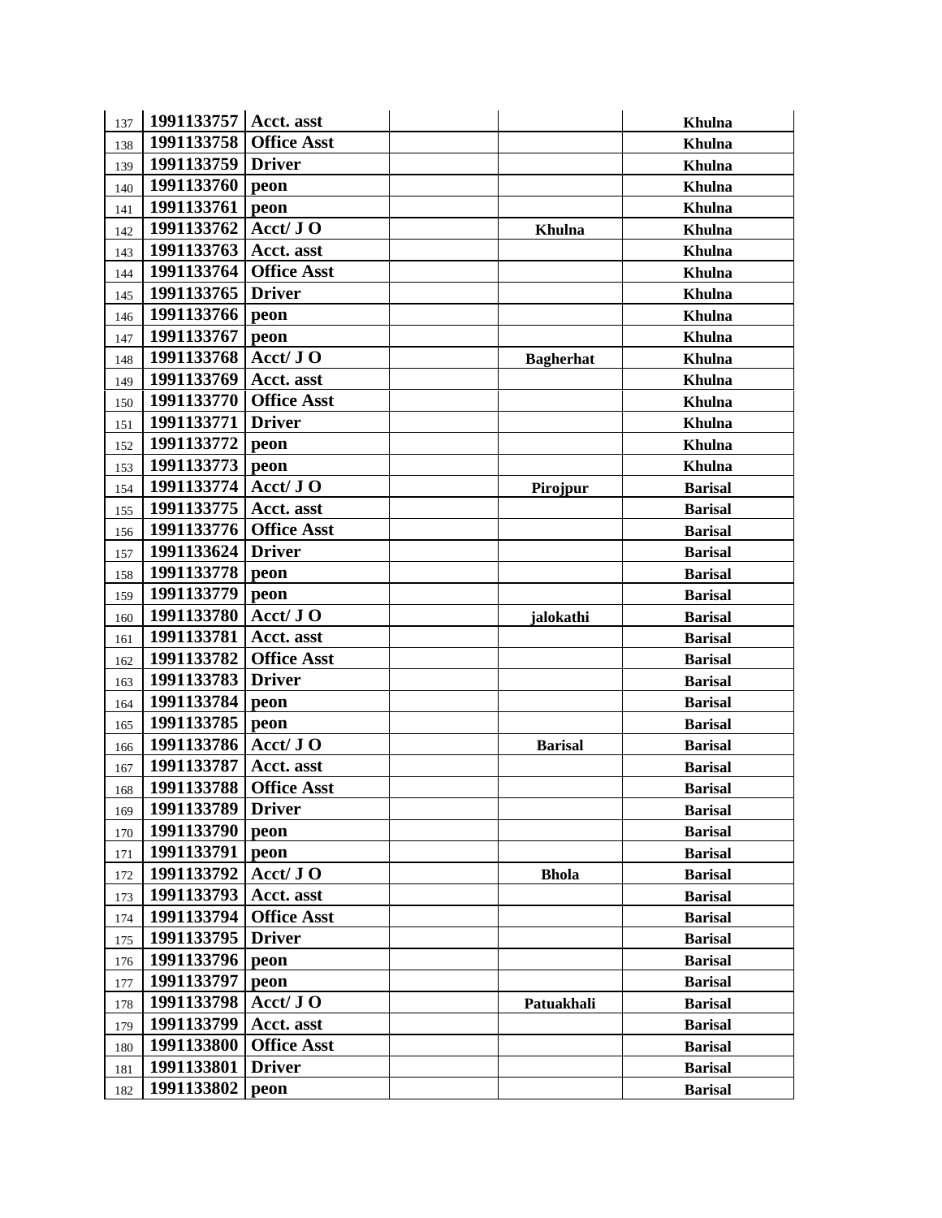| | | | | | |
|---|---|---|---|---|---|
| 137 | **1991133757** | **Acct. asst** | | | **Khulna** |
| 138 | **1991133758** | **Office Asst** | | | **Khulna** |
| 139 | **1991133759** | **Driver** | | | **Khulna** |
| 140 | **1991133760** | **peon** | | | **Khulna** |
| 141 | **1991133761** | **peon** | | | **Khulna** |
| 142 | **1991133762** | **Acct/ J O** | | **Khulna** | **Khulna** |
| 143 | **1991133763** | **Acct. asst** | | | **Khulna** |
| 144 | **1991133764** | **Office Asst** | | | **Khulna** |
| 145 | **1991133765** | **Driver** | | | **Khulna** |
| 146 | **1991133766** | **peon** | | | **Khulna** |
| 147 | **1991133767** | **peon** | | | **Khulna** |
| 148 | **1991133768** | **Acct/ J O** | | **Bagherhat** | **Khulna** |
| 149 | **1991133769** | **Acct. asst** | | | **Khulna** |
| 150 | **1991133770** | **Office Asst** | | | **Khulna** |
| 151 | **1991133771** | **Driver** | | | **Khulna** |
| 152 | **1991133772** | **peon** | | | **Khulna** |
| 153 | **1991133773** | **peon** | | | **Khulna** |
| 154 | **1991133774** | **Acct/ J O** | | **Pirojpur** | **Barisal** |
| 155 | **1991133775** | **Acct. asst** | | | **Barisal** |
| 156 | **1991133776** | **Office Asst** | | | **Barisal** |
| 157 | **1991133624** | **Driver** | | | **Barisal** |
| 158 | **1991133778** | **peon** | | | **Barisal** |
| 159 | **1991133779** | **peon** | | | **Barisal** |
| 160 | **1991133780** | **Acct/ J O** | | **jalokathi** | **Barisal** |
| 161 | **1991133781** | **Acct. asst** | | | **Barisal** |
| 162 | **1991133782** | **Office Asst** | | | **Barisal** |
| 163 | **1991133783** | **Driver** | | | **Barisal** |
| 164 | **1991133784** | **peon** | | | **Barisal** |
| 165 | **1991133785** | **peon** | | | **Barisal** |
| 166 | **1991133786** | **Acct/ J O** | | **Barisal** | **Barisal** |
| 167 | **1991133787** | **Acct. asst** | | | **Barisal** |
| 168 | **1991133788** | **Office Asst** | | | **Barisal** |
| 169 | **1991133789** | **Driver** | | | **Barisal** |
| 170 | **1991133790** | **peon** | | | **Barisal** |
| 171 | **1991133791** | **peon** | | | **Barisal** |
| 172 | **1991133792** | **Acct/ J O** | | **Bhola** | **Barisal** |
| 173 | **1991133793** | **Acct. asst** | | | **Barisal** |
| 174 | **1991133794** | **Office Asst** | | | **Barisal** |
| 175 | **1991133795** | **Driver** | | | **Barisal** |
| 176 | **1991133796** | **peon** | | | **Barisal** |
| 177 | **1991133797** | **peon** | | | **Barisal** |
| 178 | **1991133798** | **Acct/ J O** | | **Patuakhali** | **Barisal** |
| 179 | **1991133799** | **Acct. asst** | | | **Barisal** |
| 180 | **1991133800** | **Office Asst** | | | **Barisal** |
| 181 | **1991133801** | **Driver** | | | **Barisal** |
| 182 | **1991133802** | **peon** | | | **Barisal** |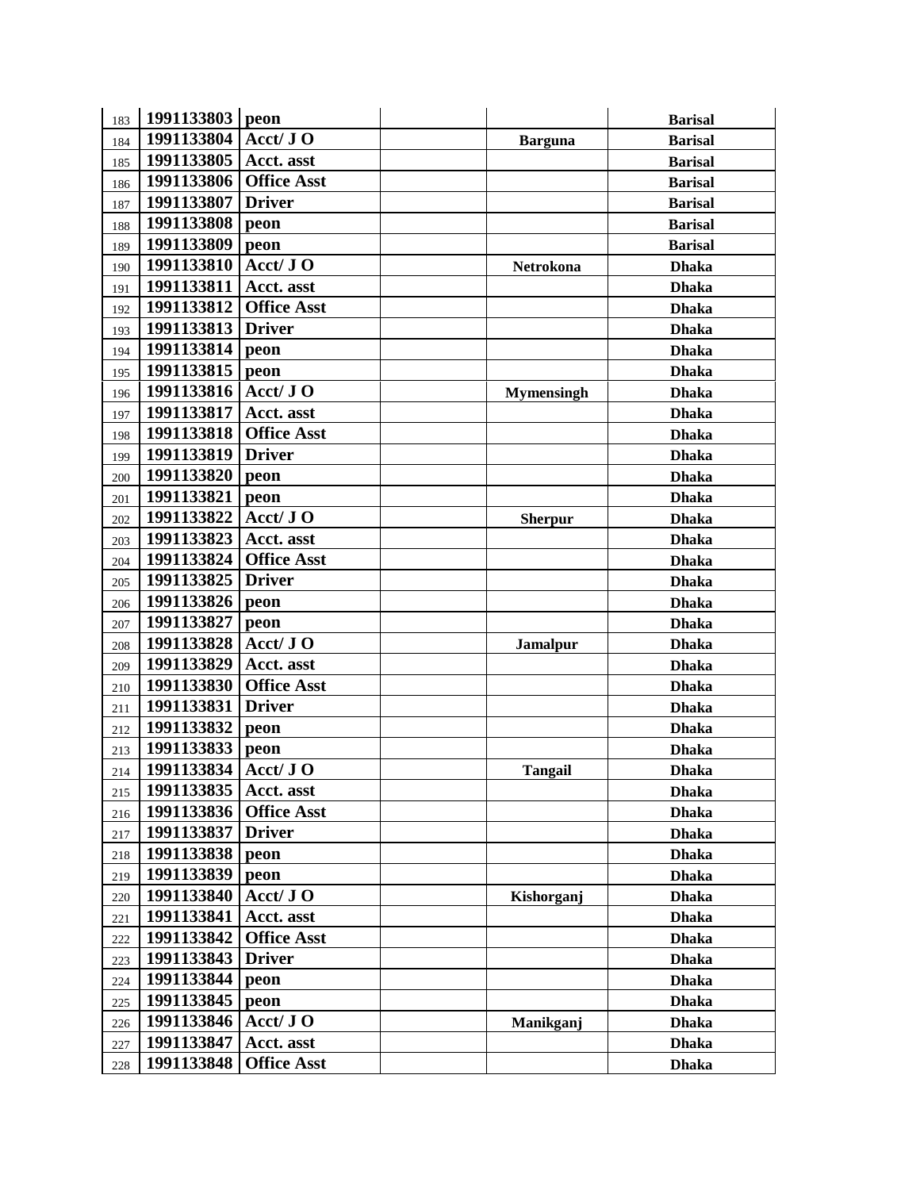| 183 | 1991133803 | peon | | | Barisal |
|---|---|---|---|---|---|
| 184 | 1991133804 | Acct/ J O | | Barguna | Barisal |
| 185 | 1991133805 | Acct. asst | | | Barisal |
| 186 | 1991133806 | Office Asst | | | Barisal |
| 187 | 1991133807 | Driver | | | Barisal |
| 188 | 1991133808 | peon | | | Barisal |
| 189 | 1991133809 | peon | | | Barisal |
| 190 | 1991133810 | Acct/ J O | | Netrokona | Dhaka |
| 191 | 1991133811 | Acct. asst | | | Dhaka |
| 192 | 1991133812 | Office Asst | | | Dhaka |
| 193 | 1991133813 | Driver | | | Dhaka |
| 194 | 1991133814 | peon | | | Dhaka |
| 195 | 1991133815 | peon | | | Dhaka |
| 196 | 1991133816 | Acct/ J O | | Mymensingh | Dhaka |
| 197 | 1991133817 | Acct. asst | | | Dhaka |
| 198 | 1991133818 | Office Asst | | | Dhaka |
| 199 | 1991133819 | Driver | | | Dhaka |
| 200 | 1991133820 | peon | | | Dhaka |
| 201 | 1991133821 | peon | | | Dhaka |
| 202 | 1991133822 | Acct/ J O | | Sherpur | Dhaka |
| 203 | 1991133823 | Acct. asst | | | Dhaka |
| 204 | 1991133824 | Office Asst | | | Dhaka |
| 205 | 1991133825 | Driver | | | Dhaka |
| 206 | 1991133826 | peon | | | Dhaka |
| 207 | 1991133827 | peon | | | Dhaka |
| 208 | 1991133828 | Acct/ J O | | Jamalpur | Dhaka |
| 209 | 1991133829 | Acct. asst | | | Dhaka |
| 210 | 1991133830 | Office Asst | | | Dhaka |
| 211 | 1991133831 | Driver | | | Dhaka |
| 212 | 1991133832 | peon | | | Dhaka |
| 213 | 1991133833 | peon | | | Dhaka |
| 214 | 1991133834 | Acct/ J O | | Tangail | Dhaka |
| 215 | 1991133835 | Acct. asst | | | Dhaka |
| 216 | 1991133836 | Office Asst | | | Dhaka |
| 217 | 1991133837 | Driver | | | Dhaka |
| 218 | 1991133838 | peon | | | Dhaka |
| 219 | 1991133839 | peon | | | Dhaka |
| 220 | 1991133840 | Acct/ J O | | Kishorganj | Dhaka |
| 221 | 1991133841 | Acct. asst | | | Dhaka |
| 222 | 1991133842 | Office Asst | | | Dhaka |
| 223 | 1991133843 | Driver | | | Dhaka |
| 224 | 1991133844 | peon | | | Dhaka |
| 225 | 1991133845 | peon | | | Dhaka |
| 226 | 1991133846 | Acct/ J O | | Manikganj | Dhaka |
| 227 | 1991133847 | Acct. asst | | | Dhaka |
| 228 | 1991133848 | Office Asst | | | Dhaka |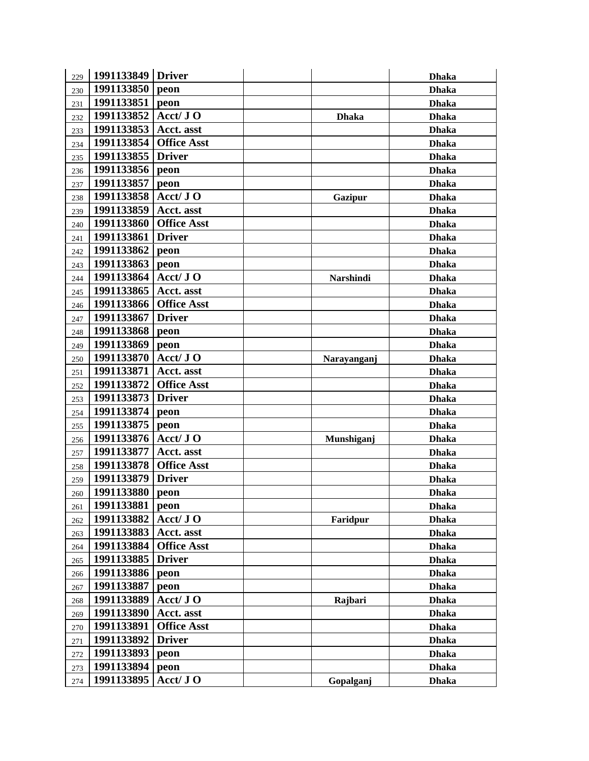| | | | | | |
|---|---|---|---|---|---|
| 229 | **1991133849** | **Driver** | | | **Dhaka** |
| 230 | **1991133850** | **peon** | | | **Dhaka** |
| 231 | **1991133851** | **peon** | | | **Dhaka** |
| 232 | **1991133852** | **Acct/ J O** | | **Dhaka** | **Dhaka** |
| 233 | **1991133853** | **Acct. asst** | | | **Dhaka** |
| 234 | **1991133854** | **Office Asst** | | | **Dhaka** |
| 235 | **1991133855** | **Driver** | | | **Dhaka** |
| 236 | **1991133856** | **peon** | | | **Dhaka** |
| 237 | **1991133857** | **peon** | | | **Dhaka** |
| 238 | **1991133858** | **Acct/ J O** | | **Gazipur** | **Dhaka** |
| 239 | **1991133859** | **Acct. asst** | | | **Dhaka** |
| 240 | **1991133860** | **Office Asst** | | | **Dhaka** |
| 241 | **1991133861** | **Driver** | | | **Dhaka** |
| 242 | **1991133862** | **peon** | | | **Dhaka** |
| 243 | **1991133863** | **peon** | | | **Dhaka** |
| 244 | **1991133864** | **Acct/ J O** | | **Narshindi** | **Dhaka** |
| 245 | **1991133865** | **Acct. asst** | | | **Dhaka** |
| 246 | **1991133866** | **Office Asst** | | | **Dhaka** |
| 247 | **1991133867** | **Driver** | | | **Dhaka** |
| 248 | **1991133868** | **peon** | | | **Dhaka** |
| 249 | **1991133869** | **peon** | | | **Dhaka** |
| 250 | **1991133870** | **Acct/ J O** | | **Narayanganj** | **Dhaka** |
| 251 | **1991133871** | **Acct. asst** | | | **Dhaka** |
| 252 | **1991133872** | **Office Asst** | | | **Dhaka** |
| 253 | **1991133873** | **Driver** | | | **Dhaka** |
| 254 | **1991133874** | **peon** | | | **Dhaka** |
| 255 | **1991133875** | **peon** | | | **Dhaka** |
| 256 | **1991133876** | **Acct/ J O** | | **Munshiganj** | **Dhaka** |
| 257 | **1991133877** | **Acct. asst** | | | **Dhaka** |
| 258 | **1991133878** | **Office Asst** | | | **Dhaka** |
| 259 | **1991133879** | **Driver** | | | **Dhaka** |
| 260 | **1991133880** | **peon** | | | **Dhaka** |
| 261 | **1991133881** | **peon** | | | **Dhaka** |
| 262 | **1991133882** | **Acct/ J O** | | **Faridpur** | **Dhaka** |
| 263 | **1991133883** | **Acct. asst** | | | **Dhaka** |
| 264 | **1991133884** | **Office Asst** | | | **Dhaka** |
| 265 | **1991133885** | **Driver** | | | **Dhaka** |
| 266 | **1991133886** | **peon** | | | **Dhaka** |
| 267 | **1991133887** | **peon** | | | **Dhaka** |
| 268 | **1991133889** | **Acct/ J O** | | **Rajbari** | **Dhaka** |
| 269 | **1991133890** | **Acct. asst** | | | **Dhaka** |
| 270 | **1991133891** | **Office Asst** | | | **Dhaka** |
| 271 | **1991133892** | **Driver** | | | **Dhaka** |
| 272 | **1991133893** | **peon** | | | **Dhaka** |
| 273 | **1991133894** | **peon** | | | **Dhaka** |
| 274 | **1991133895** | **Acct/ J O** | | **Gopalganj** | **Dhaka** |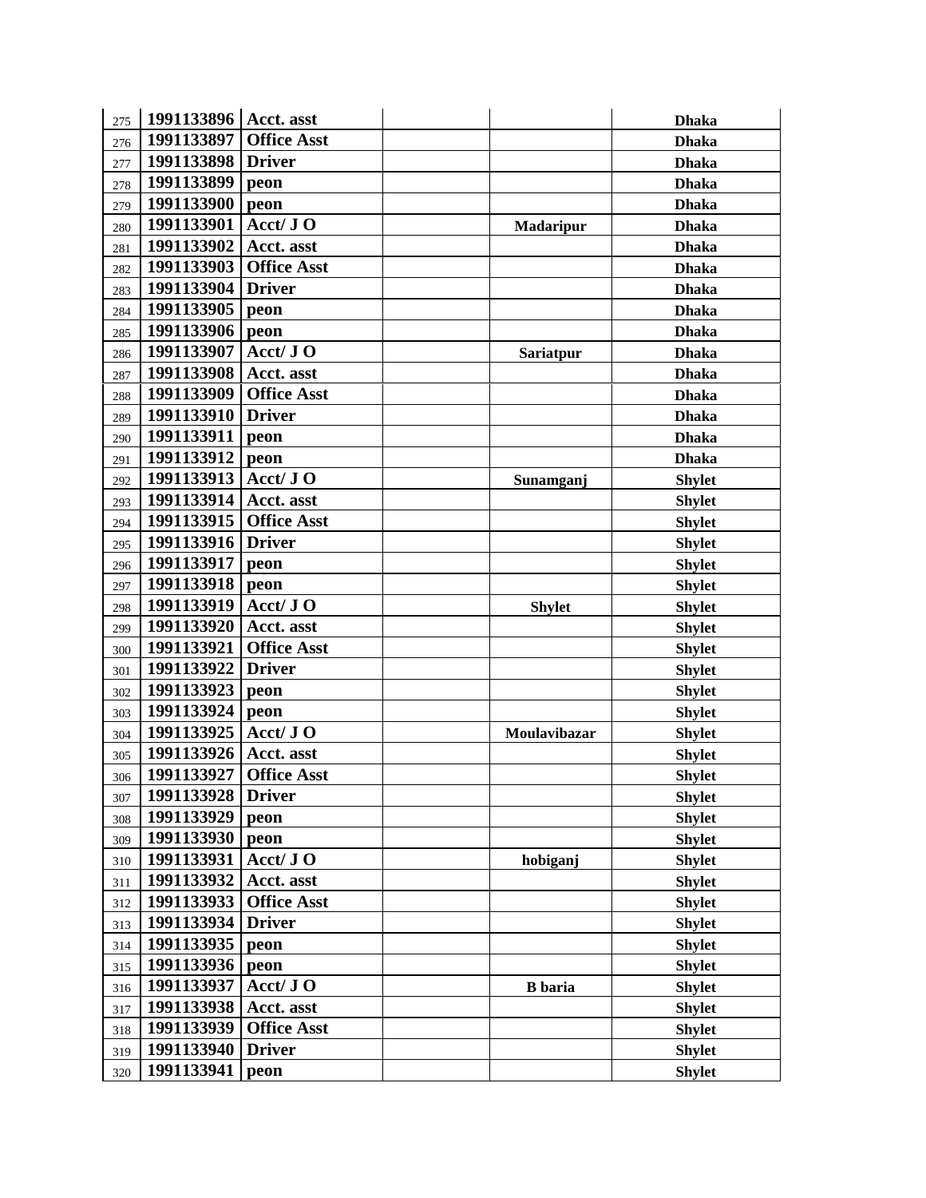| | | | | | |
|---|---|---|---|---|---|
| 275 | **1991133896** | **Acct. asst** | | | **Dhaka** |
| 276 | **1991133897** | **Office Asst** | | | **Dhaka** |
| 277 | **1991133898** | **Driver** | | | **Dhaka** |
| 278 | **1991133899** | **peon** | | | **Dhaka** |
| 279 | **1991133900** | **peon** | | | **Dhaka** |
| 280 | **1991133901** | **Acct/ J O** | | **Madaripur** | **Dhaka** |
| 281 | **1991133902** | **Acct. asst** | | | **Dhaka** |
| 282 | **1991133903** | **Office Asst** | | | **Dhaka** |
| 283 | **1991133904** | **Driver** | | | **Dhaka** |
| 284 | **1991133905** | **peon** | | | **Dhaka** |
| 285 | **1991133906** | **peon** | | | **Dhaka** |
| 286 | **1991133907** | **Acct/ J O** | | **Sariatpur** | **Dhaka** |
| 287 | **1991133908** | **Acct. asst** | | | **Dhaka** |
| 288 | **1991133909** | **Office Asst** | | | **Dhaka** |
| 289 | **1991133910** | **Driver** | | | **Dhaka** |
| 290 | **1991133911** | **peon** | | | **Dhaka** |
| 291 | **1991133912** | **peon** | | | **Dhaka** |
| 292 | **1991133913** | **Acct/ J O** | | **Sunamganj** | **Shylet** |
| 293 | **1991133914** | **Acct. asst** | | | **Shylet** |
| 294 | **1991133915** | **Office Asst** | | | **Shylet** |
| 295 | **1991133916** | **Driver** | | | **Shylet** |
| 296 | **1991133917** | **peon** | | | **Shylet** |
| 297 | **1991133918** | **peon** | | | **Shylet** |
| 298 | **1991133919** | **Acct/ J O** | | **Shylet** | **Shylet** |
| 299 | **1991133920** | **Acct. asst** | | | **Shylet** |
| 300 | **1991133921** | **Office Asst** | | | **Shylet** |
| 301 | **1991133922** | **Driver** | | | **Shylet** |
| 302 | **1991133923** | **peon** | | | **Shylet** |
| 303 | **1991133924** | **peon** | | | **Shylet** |
| 304 | **1991133925** | **Acct/ J O** | | **Moulavibazar** | **Shylet** |
| 305 | **1991133926** | **Acct. asst** | | | **Shylet** |
| 306 | **1991133927** | **Office Asst** | | | **Shylet** |
| 307 | **1991133928** | **Driver** | | | **Shylet** |
| 308 | **1991133929** | **peon** | | | **Shylet** |
| 309 | **1991133930** | **peon** | | | **Shylet** |
| 310 | **1991133931** | **Acct/ J O** | | **hobiganj** | **Shylet** |
| 311 | **1991133932** | **Acct. asst** | | | **Shylet** |
| 312 | **1991133933** | **Office Asst** | | | **Shylet** |
| 313 | **1991133934** | **Driver** | | | **Shylet** |
| 314 | **1991133935** | **peon** | | | **Shylet** |
| 315 | **1991133936** | **peon** | | | **Shylet** |
| 316 | **1991133937** | **Acct/ J O** | | **B baria** | **Shylet** |
| 317 | **1991133938** | **Acct. asst** | | | **Shylet** |
| 318 | **1991133939** | **Office Asst** | | | **Shylet** |
| 319 | **1991133940** | **Driver** | | | **Shylet** |
| 320 | **1991133941** | **peon** | | | **Shylet** |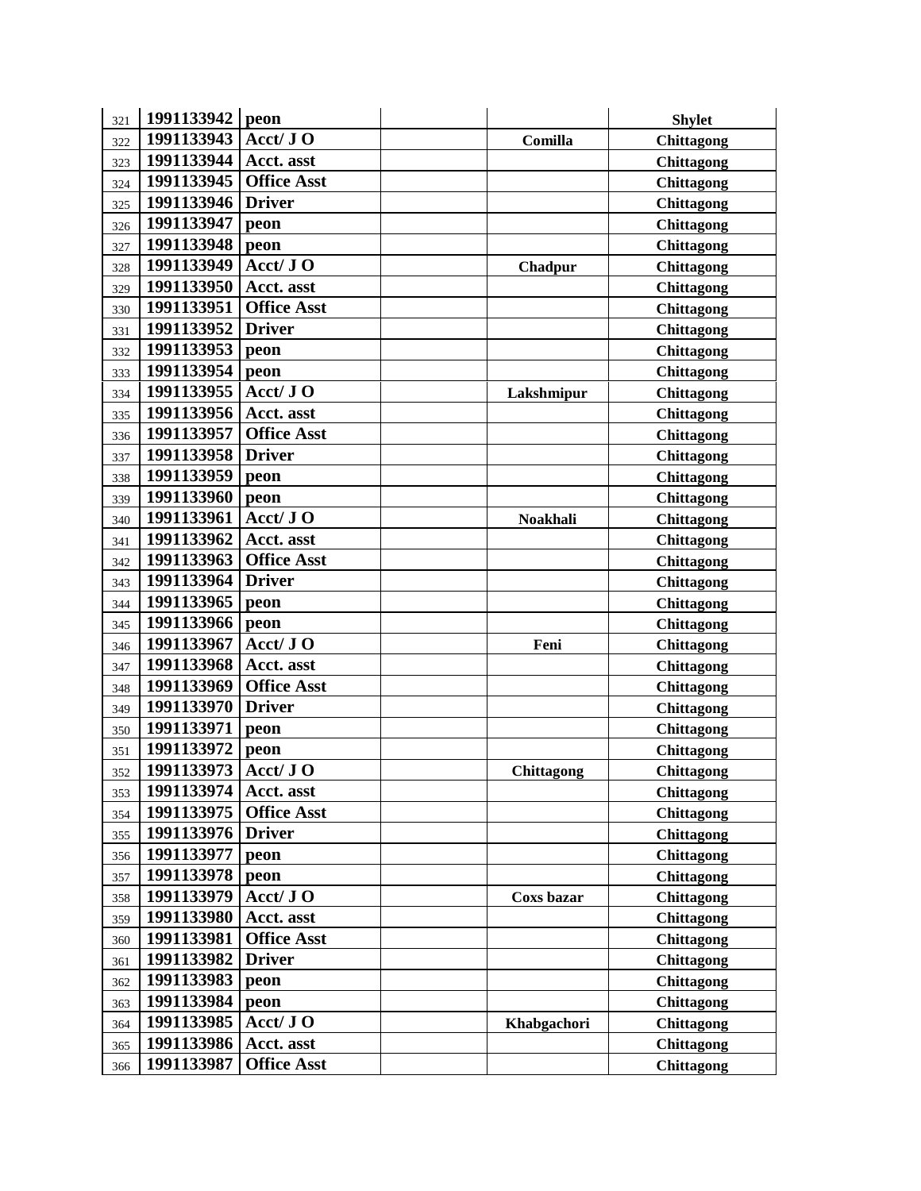| | | | | | |
|---|---|---|---|---|---|
| 321 | 1991133942 | peon | | | Shylet |
| 322 | 1991133943 | Acct/ J O | | Comilla | Chittagong |
| 323 | 1991133944 | Acct. asst | | | Chittagong |
| 324 | 1991133945 | Office Asst | | | Chittagong |
| 325 | 1991133946 | Driver | | | Chittagong |
| 326 | 1991133947 | peon | | | Chittagong |
| 327 | 1991133948 | peon | | | Chittagong |
| 328 | 1991133949 | Acct/ J O | | Chadpur | Chittagong |
| 329 | 1991133950 | Acct. asst | | | Chittagong |
| 330 | 1991133951 | Office Asst | | | Chittagong |
| 331 | 1991133952 | Driver | | | Chittagong |
| 332 | 1991133953 | peon | | | Chittagong |
| 333 | 1991133954 | peon | | | Chittagong |
| 334 | 1991133955 | Acct/ J O | | Lakshmipur | Chittagong |
| 335 | 1991133956 | Acct. asst | | | Chittagong |
| 336 | 1991133957 | Office Asst | | | Chittagong |
| 337 | 1991133958 | Driver | | | Chittagong |
| 338 | 1991133959 | peon | | | Chittagong |
| 339 | 1991133960 | peon | | | Chittagong |
| 340 | 1991133961 | Acct/ J O | | Noakhali | Chittagong |
| 341 | 1991133962 | Acct. asst | | | Chittagong |
| 342 | 1991133963 | Office Asst | | | Chittagong |
| 343 | 1991133964 | Driver | | | Chittagong |
| 344 | 1991133965 | peon | | | Chittagong |
| 345 | 1991133966 | peon | | | Chittagong |
| 346 | 1991133967 | Acct/ J O | | Feni | Chittagong |
| 347 | 1991133968 | Acct. asst | | | Chittagong |
| 348 | 1991133969 | Office Asst | | | Chittagong |
| 349 | 1991133970 | Driver | | | Chittagong |
| 350 | 1991133971 | peon | | | Chittagong |
| 351 | 1991133972 | peon | | | Chittagong |
| 352 | 1991133973 | Acct/ J O | | Chittagong | Chittagong |
| 353 | 1991133974 | Acct. asst | | | Chittagong |
| 354 | 1991133975 | Office Asst | | | Chittagong |
| 355 | 1991133976 | Driver | | | Chittagong |
| 356 | 1991133977 | peon | | | Chittagong |
| 357 | 1991133978 | peon | | | Chittagong |
| 358 | 1991133979 | Acct/ J O | | Coxs bazar | Chittagong |
| 359 | 1991133980 | Acct. asst | | | Chittagong |
| 360 | 1991133981 | Office Asst | | | Chittagong |
| 361 | 1991133982 | Driver | | | Chittagong |
| 362 | 1991133983 | peon | | | Chittagong |
| 363 | 1991133984 | peon | | | Chittagong |
| 364 | 1991133985 | Acct/ J O | | Khabgachori | Chittagong |
| 365 | 1991133986 | Acct. asst | | | Chittagong |
| 366 | 1991133987 | Office Asst | | | Chittagong |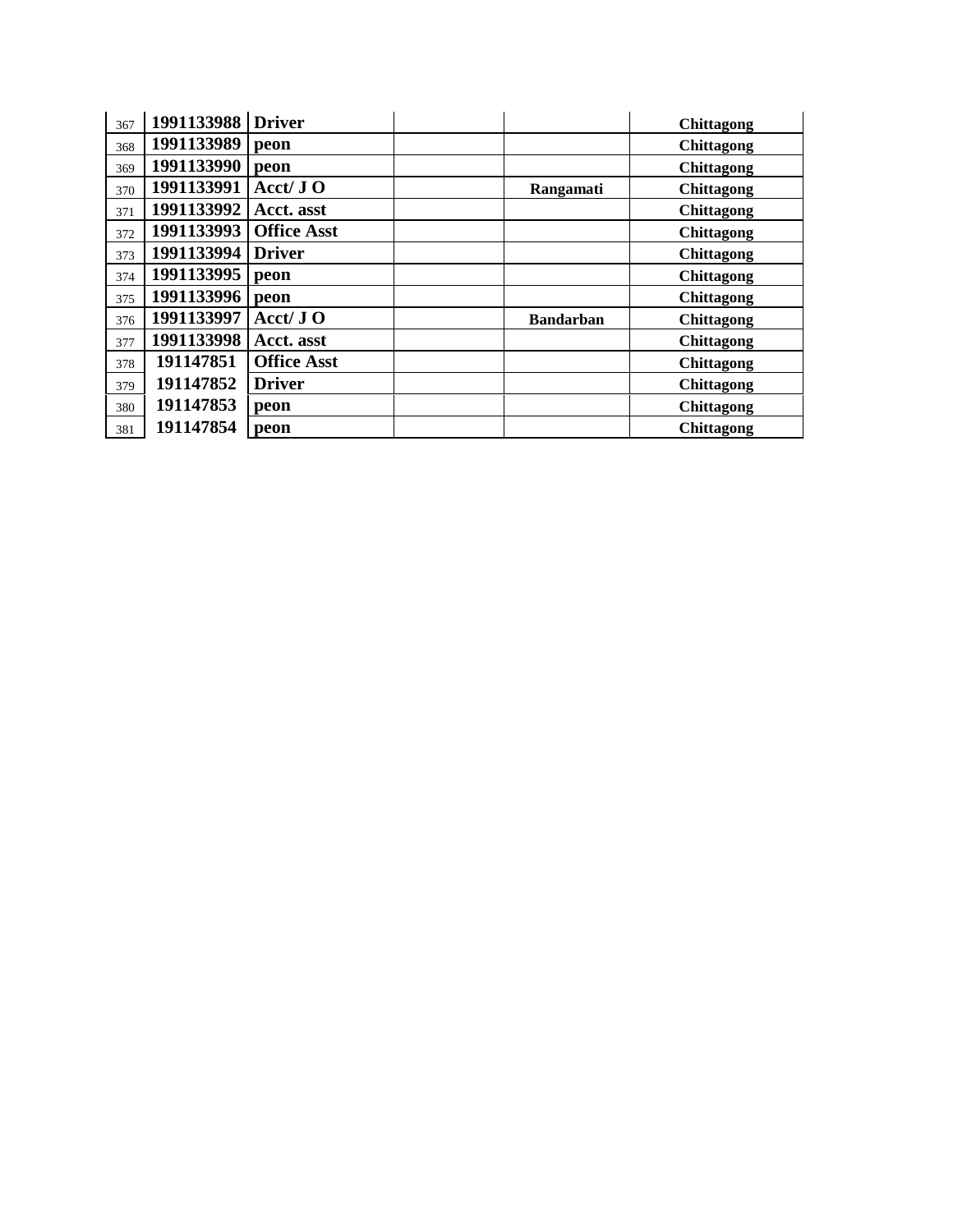| | | | | | |
|---|---|---|---|---|---|
| 367 | 1991133988 | Driver | | | Chittagong |
| 368 | 1991133989 | peon | | | Chittagong |
| 369 | 1991133990 | peon | | | Chittagong |
| 370 | 1991133991 | Acct/ J O | | Rangamati | Chittagong |
| 371 | 1991133992 | Acct. asst | | | Chittagong |
| 372 | 1991133993 | Office Asst | | | Chittagong |
| 373 | 1991133994 | Driver | | | Chittagong |
| 374 | 1991133995 | peon | | | Chittagong |
| 375 | 1991133996 | peon | | | Chittagong |
| 376 | 1991133997 | Acct/ J O | | Bandarban | Chittagong |
| 377 | 1991133998 | Acct. asst | | | Chittagong |
| 378 | 191147851 | Office Asst | | | Chittagong |
| 379 | 191147852 | Driver | | | Chittagong |
| 380 | 191147853 | peon | | | Chittagong |
| 381 | 191147854 | peon | | | Chittagong |